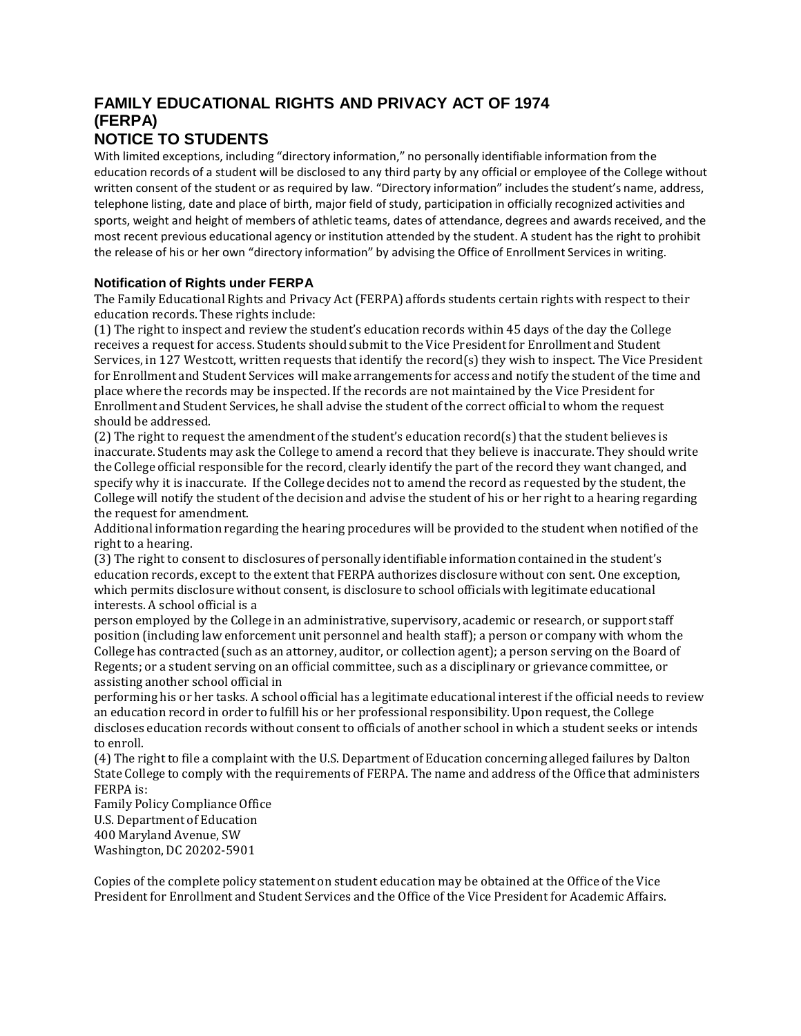# FAMILY EDUCATIONAL RIGHTS AND PRIVACY ACT OF 1974 (FERPA)

# NOTICE TO STUDENTS

With limited exceptions, including "directory information," no personally identifiable information from the education records of a student will be disclosed to any third party by any official or employee of the College without written consent of the student or as required by law. "Directory information" includes the student's name, address, telephone listing, date and place of birth, major field of study, participation in officially recognized activities and sports, weight and height of members of athletic teams, dates of attendance, degrees and awards received, and the most recent previous educational agency or institution attended by the student. A student has the right to prohibit the release of his or her own "directory information" by advising the Office of Enrollment Services in writing.

### Notification of Rights under FERPA

The Family Educational Rights and Privacy Act (FERPA) affords students certain rights with respect to their education records. These rights include:

(1) The right to inspect and review the student's education records within 45 days of the day the College receives a request for access. Students should submit to the Vice President for Enrollment and Student Services, in 127 Westcott, written requests that identify the record(s) they wish to inspect. The Vice President for Enrollment and Student Services will make arrangements for access and notify the student of the time and place where the records may be inspected. If the records are not maintained by the Vice President for Enrollment and Student Services, he shall advise the student of the correct official to whom the request should be addressed.

(2) The right to request the amendment of the student's education record(s) that the student believes is inaccurate. Students may ask the College to amend a record that they believe is inaccurate. They should write the College official responsible for the record, clearly identify the part of the record they want changed, and specify why it is inaccurate. If the College decides not to amend the record as requested by the student, the College will notify the student of the decision and advise the student of his or her right to a hearing regarding the request for amendment.

Additional information regarding the hearing procedures will be provided to the student when notified of the right to a hearing.

(3) The right to consent to disclosures of personally identifiable information contained in the student's education records, except to the extent that FERPA authorizes disclosure without con sent. One exception, which permits disclosure without consent, is disclosure to school officials with legitimate educational interests. A school official is a person employed by the College in an administrative, supervisory, academic or research, or support staff position (including law enforcement unit personnel and health staff); a person or company with whom the College has contracted (such as an attorney, auditor, or collection agent); a person serving on the Board of Regents; or a student serving on an official committee, such as a disciplinary or grievance committee, or assisting another school official in performing his or her tasks. A school official has a legitimate educational interest if the official needs to review an education record in order to fulfill his or her professional responsibility. Upon request, the College discloses education records without consent to officials of another school in which a student seeks or intends to enroll.

(4) The right to file a complaint with the U.S. Department of Education concerning alleged failures by Dalton State College to comply with the requirements of FERPA. The name and address of the Office that administers FERPA is:

Family Policy Compliance Office
U.S. Department of Education
400 Maryland Avenue, SW
Washington, DC 20202-5901

Copies of the complete policy statement on student education may be obtained at the Office of the Vice President for Enrollment and Student Services and the Office of the Vice President for Academic Affairs.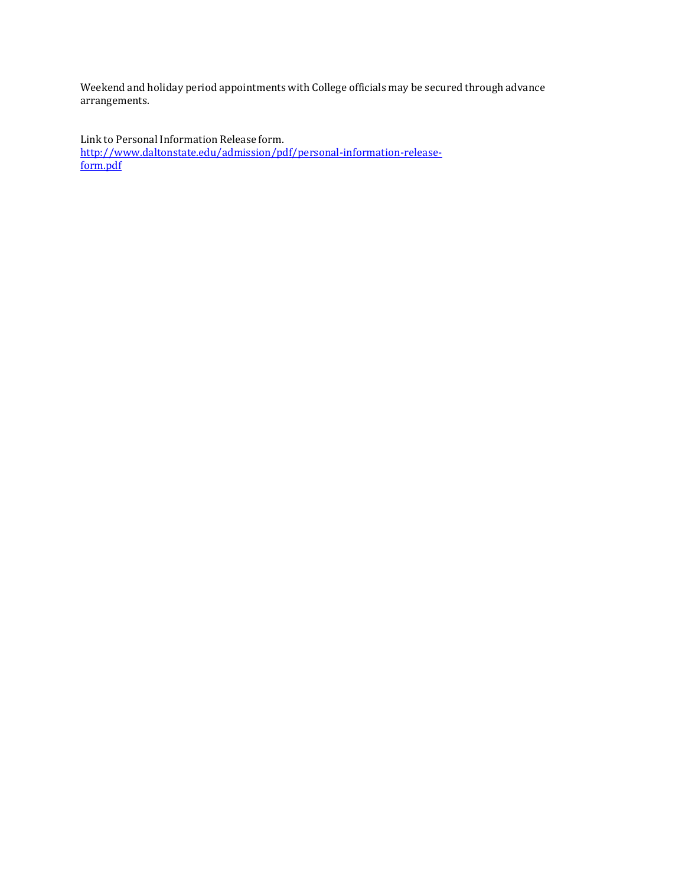Weekend and holiday period appointments with College officials may be secured through advance arrangements.

Link to Personal Information Release form.
[http://www.daltonstate.edu/admission/pdf/personal-information-release-form.pdf](http://www.daltonstate.edu/admission/pdf/personal-information-release-form.pdf)